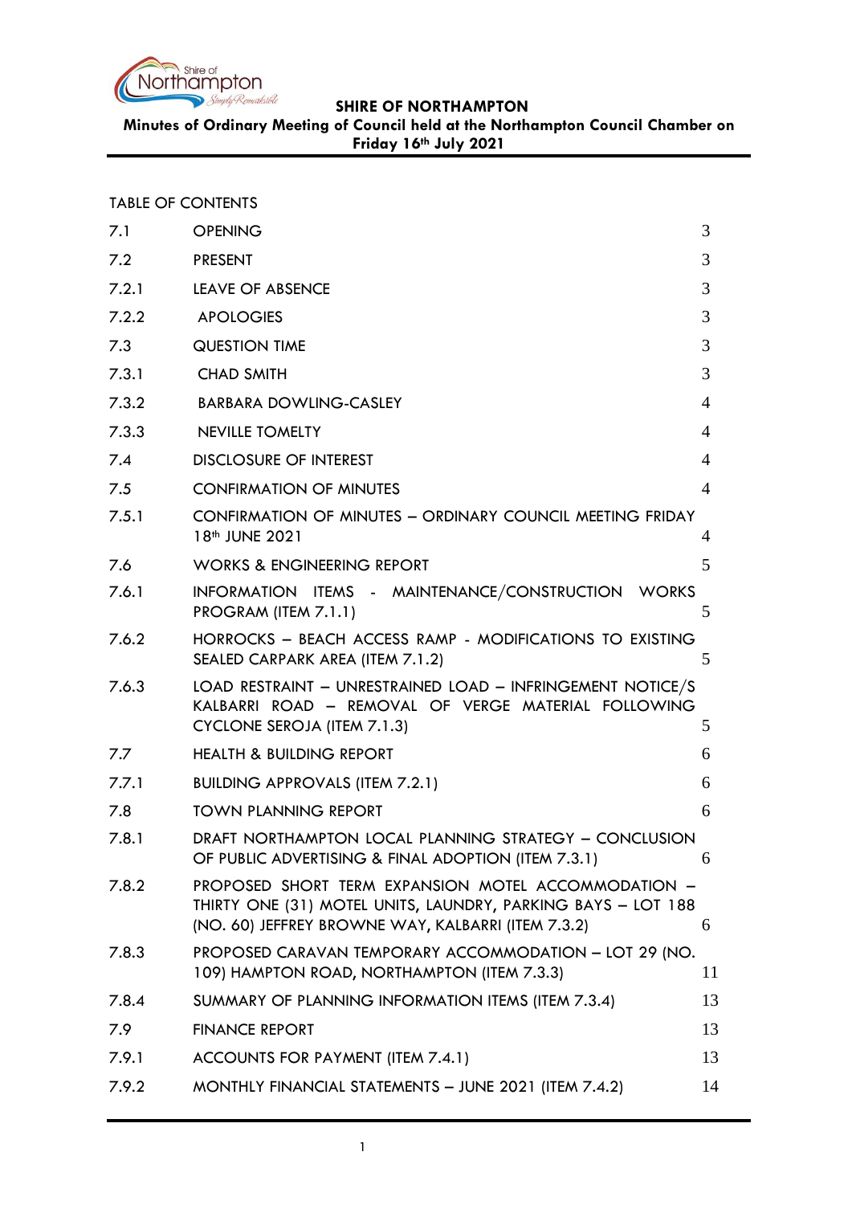**SHIRE OF NORTHAMPTON**

**Minutes of Ordinary Meeting of Council held at the Northampton Council Chamber on Friday 16th July 2021**

TABLE OF CONTENTS

| | | |
|---|---|---|
| 7.1 | OPENING | 3 |
| 7.2 | PRESENT | 3 |
| 7.2.1 | LEAVE OF ABSENCE | 3 |
| 7.2.2 | APOLOGIES | 3 |
| 7.3 | QUESTION TIME | 3 |
| 7.3.1 | CHAD SMITH | 3 |
| 7.3.2 | BARBARA DOWLING-CASLEY | 4 |
| 7.3.3 | NEVILLE TOMELTY | 4 |
| 7.4 | DISCLOSURE OF INTEREST | 4 |
| 7.5 | CONFIRMATION OF MINUTES | 4 |
| 7.5.1 | CONFIRMATION OF MINUTES – ORDINARY COUNCIL MEETING FRIDAY 18th JUNE 2021 | 4 |
| 7.6 | WORKS & ENGINEERING REPORT | 5 |
| 7.6.1 | INFORMATION ITEMS - MAINTENANCE/CONSTRUCTION WORKS PROGRAM (ITEM 7.1.1) | 5 |
| 7.6.2 | HORROCKS – BEACH ACCESS RAMP - MODIFICATIONS TO EXISTING SEALED CARPARK AREA (ITEM 7.1.2) | 5 |
| 7.6.3 | LOAD RESTRAINT – UNRESTRAINED LOAD – INFRINGEMENT NOTICE/S KALBARRI ROAD – REMOVAL OF VERGE MATERIAL FOLLOWING CYCLONE SEROJA (ITEM 7.1.3) | 5 |
| 7.7 | HEALTH & BUILDING REPORT | 6 |
| 7.7.1 | BUILDING APPROVALS (ITEM 7.2.1) | 6 |
| 7.8 | TOWN PLANNING REPORT | 6 |
| 7.8.1 | DRAFT NORTHAMPTON LOCAL PLANNING STRATEGY – CONCLUSION OF PUBLIC ADVERTISING & FINAL ADOPTION (ITEM 7.3.1) | 6 |
| 7.8.2 | PROPOSED SHORT TERM EXPANSION MOTEL ACCOMMODATION – THIRTY ONE (31) MOTEL UNITS, LAUNDRY, PARKING BAYS – LOT 188 (NO. 60) JEFFREY BROWNE WAY, KALBARRI (ITEM 7.3.2) | 6 |
| 7.8.3 | PROPOSED CARAVAN TEMPORARY ACCOMMODATION – LOT 29 (NO. 109) HAMPTON ROAD, NORTHAMPTON (ITEM 7.3.3) | 11 |
| 7.8.4 | SUMMARY OF PLANNING INFORMATION ITEMS (ITEM 7.3.4) | 13 |
| 7.9 | FINANCE REPORT | 13 |
| 7.9.1 | ACCOUNTS FOR PAYMENT (ITEM 7.4.1) | 13 |
| 7.9.2 | MONTHLY FINANCIAL STATEMENTS – JUNE 2021 (ITEM 7.4.2) | 14 |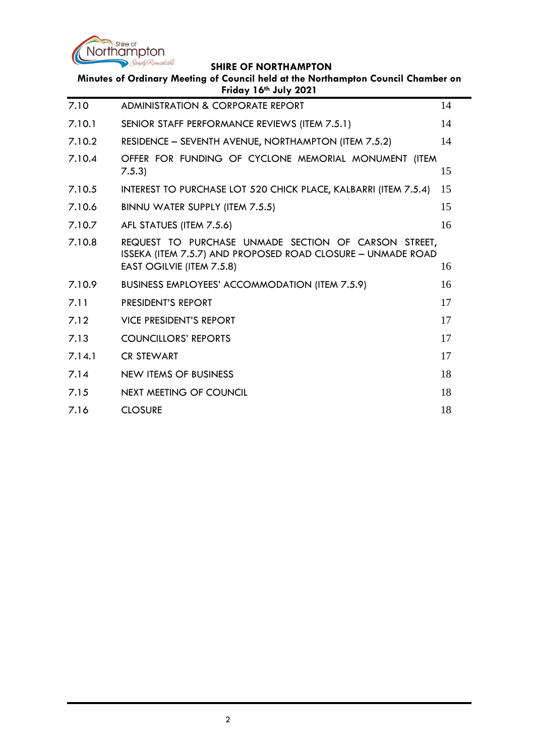| | | |
|---|---|---|
| 7.10 | ADMINISTRATION & CORPORATE REPORT | 14 |
| 7.10.1 | SENIOR STAFF PERFORMANCE REVIEWS (ITEM 7.5.1) | 14 |
| 7.10.2 | RESIDENCE – SEVENTH AVENUE, NORTHAMPTON (ITEM 7.5.2) | 14 |
| 7.10.4 | OFFER FOR FUNDING OF CYCLONE MEMORIAL MONUMENT (ITEM 7.5.3) | 15 |
| 7.10.5 | INTEREST TO PURCHASE LOT 520 CHICK PLACE, KALBARRI (ITEM 7.5.4) | 15 |
| 7.10.6 | BINNU WATER SUPPLY (ITEM 7.5.5) | 15 |
| 7.10.7 | AFL STATUES (ITEM 7.5.6) | 16 |
| 7.10.8 | REQUEST TO PURCHASE UNMADE SECTION OF CARSON STREET, ISSEKA (ITEM 7.5.7) AND PROPOSED ROAD CLOSURE – UNMADE ROAD EAST OGILVIE (ITEM 7.5.8) | 16 |
| 7.10.9 | BUSINESS EMPLOYEES' ACCOMMODATION (ITEM 7.5.9) | 16 |
| 7.11 | PRESIDENT'S REPORT | 17 |
| 7.12 | VICE PRESIDENT'S REPORT | 17 |
| 7.13 | COUNCILLORS' REPORTS | 17 |
| 7.14.1 | CR STEWART | 17 |
| 7.14 | NEW ITEMS OF BUSINESS | 18 |
| 7.15 | NEXT MEETING OF COUNCIL | 18 |
| 7.16 | CLOSURE | 18 |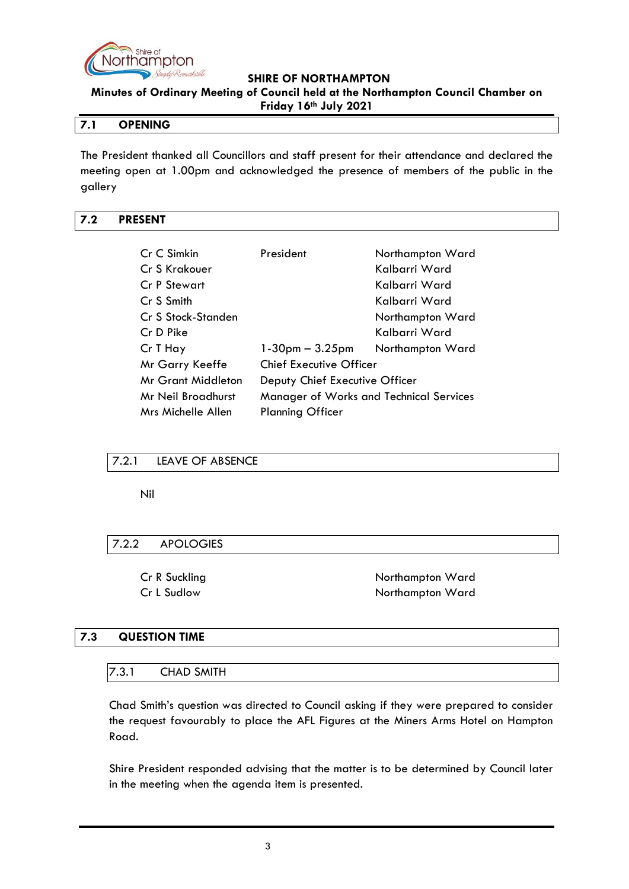## 7.1 OPENING

The President thanked all Councillors and staff present for their attendance and declared the meeting open at 1.00pm and acknowledged the presence of members of the public in the gallery

## 7.2 PRESENT

| | | |
|---|---|---|
| Cr C Simkin | President | Northampton Ward |
| Cr S Krakouer | | Kalbarri Ward |
| Cr P Stewart | | Kalbarri Ward |
| Cr S Smith | | Kalbarri Ward |
| Cr S Stock-Standen | | Northampton Ward |
| Cr D Pike | | Kalbarri Ward |
| Cr T Hay | 1-30pm – 3.25pm | Northampton Ward |
| Mr Garry Keeffe | Chief Executive Officer | |
| Mr Grant Middleton | Deputy Chief Executive Officer | |
| Mr Neil Broadhurst | Manager of Works and Technical Services | |
| Mrs Michelle Allen | Planning Officer | |

### 7.2.1 LEAVE OF ABSENCE

Nil

### 7.2.2 APOLOGIES

| | |
|---|---|
| Cr R Suckling | Northampton Ward |
| Cr L Sudlow | Northampton Ward |

## 7.3 QUESTION TIME

### 7.3.1 CHAD SMITH

Chad Smith's question was directed to Council asking if they were prepared to consider the request favourably to place the AFL Figures at the Miners Arms Hotel on Hampton Road.

Shire President responded advising that the matter is to be determined by Council later in the meeting when the agenda item is presented.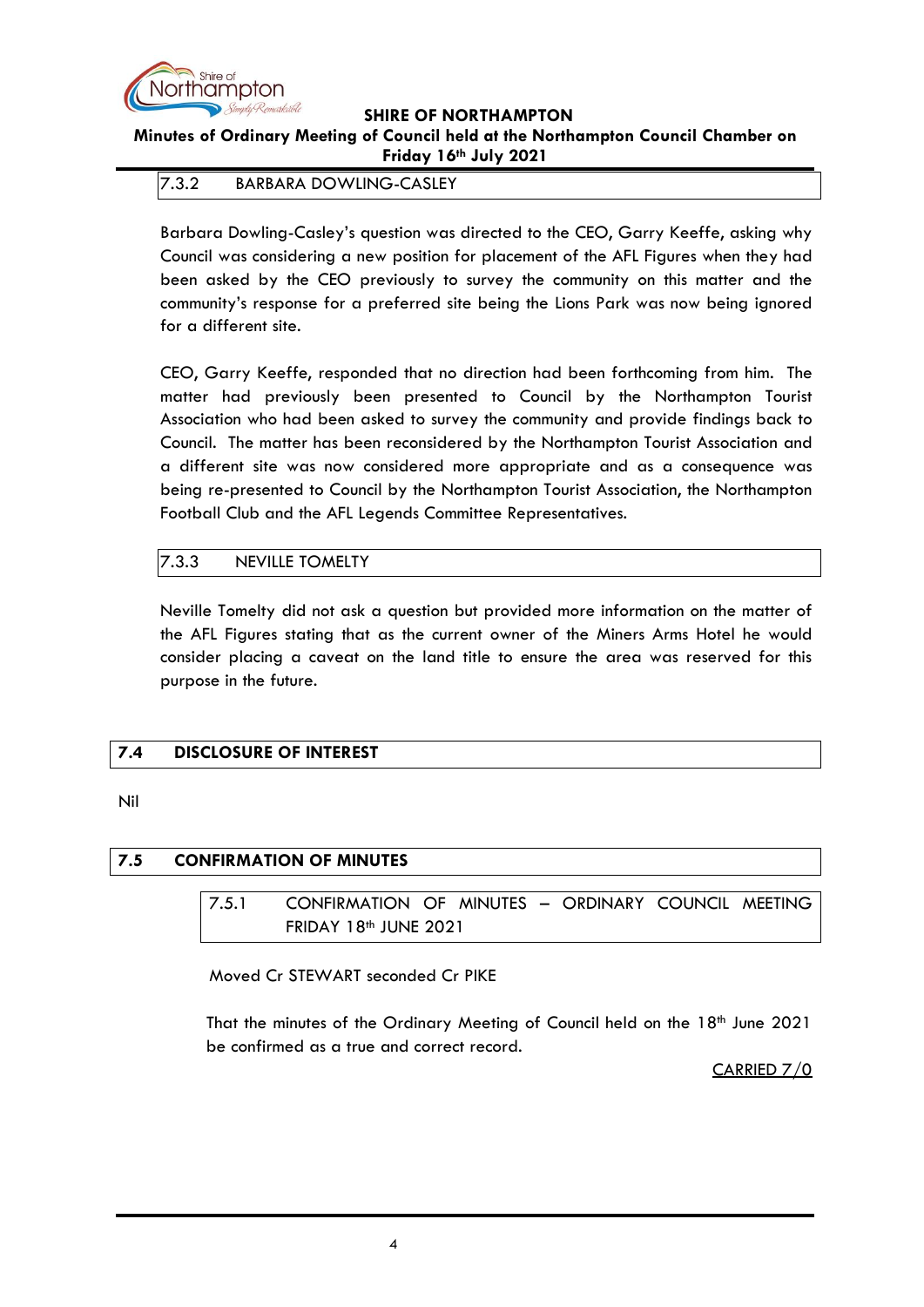### 7.3.2 BARBARA DOWLING-CASLEY

Barbara Dowling-Casley's question was directed to the CEO, Garry Keeffe, asking why Council was considering a new position for placement of the AFL Figures when they had been asked by the CEO previously to survey the community on this matter and the community's response for a preferred site being the Lions Park was now being ignored for a different site.

CEO, Garry Keeffe, responded that no direction had been forthcoming from him. The matter had previously been presented to Council by the Northampton Tourist Association who had been asked to survey the community and provide findings back to Council. The matter has been reconsidered by the Northampton Tourist Association and a different site was now considered more appropriate and as a consequence was being re-presented to Council by the Northampton Tourist Association, the Northampton Football Club and the AFL Legends Committee Representatives.

### 7.3.3 NEVILLE TOMELTY

Neville Tomelty did not ask a question but provided more information on the matter of the AFL Figures stating that as the current owner of the Miners Arms Hotel he would consider placing a caveat on the land title to ensure the area was reserved for this purpose in the future.

## 7.4 DISCLOSURE OF INTEREST

Nil

## 7.5 CONFIRMATION OF MINUTES

### 7.5.1 CONFIRMATION OF MINUTES – ORDINARY COUNCIL MEETING FRIDAY 18th JUNE 2021

Moved Cr STEWART seconded Cr PIKE

That the minutes of the Ordinary Meeting of Council held on the 18th June 2021 be confirmed as a true and correct record.

CARRIED 7/0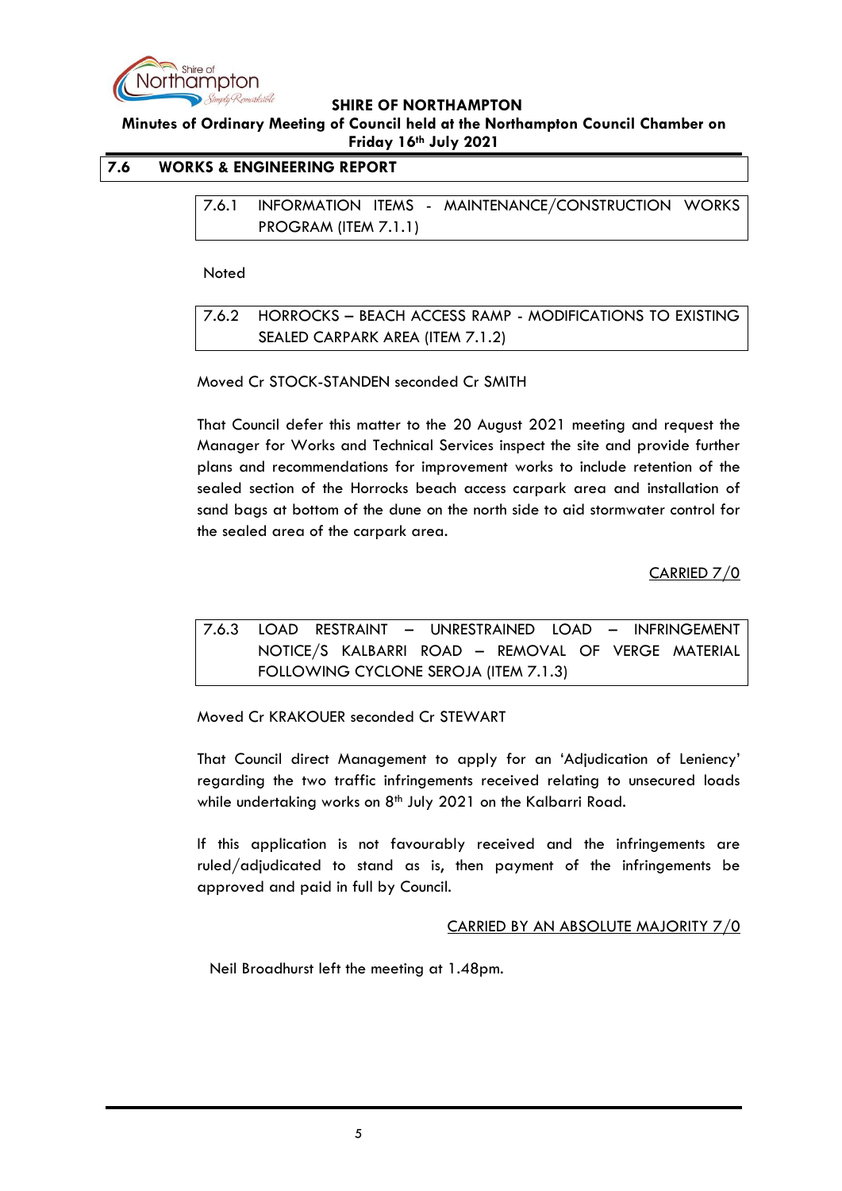## 7.6 WORKS & ENGINEERING REPORT

### 7.6.1 INFORMATION ITEMS - MAINTENANCE/CONSTRUCTION WORKS PROGRAM (ITEM 7.1.1)

Noted

### 7.6.2 HORROCKS – BEACH ACCESS RAMP - MODIFICATIONS TO EXISTING SEALED CARPARK AREA (ITEM 7.1.2)

Moved Cr STOCK-STANDEN seconded Cr SMITH

That Council defer this matter to the 20 August 2021 meeting and request the Manager for Works and Technical Services inspect the site and provide further plans and recommendations for improvement works to include retention of the sealed section of the Horrocks beach access carpark area and installation of sand bags at bottom of the dune on the north side to aid stormwater control for the sealed area of the carpark area.

CARRIED 7/0

### 7.6.3 LOAD RESTRAINT – UNRESTRAINED LOAD – INFRINGEMENT NOTICE/S KALBARRI ROAD – REMOVAL OF VERGE MATERIAL FOLLOWING CYCLONE SEROJA (ITEM 7.1.3)

Moved Cr KRAKOUER seconded Cr STEWART

That Council direct Management to apply for an 'Adjudication of Leniency' regarding the two traffic infringements received relating to unsecured loads while undertaking works on 8th July 2021 on the Kalbarri Road.

If this application is not favourably received and the infringements are ruled/adjudicated to stand as is, then payment of the infringements be approved and paid in full by Council.

CARRIED BY AN ABSOLUTE MAJORITY 7/0

Neil Broadhurst left the meeting at 1.48pm.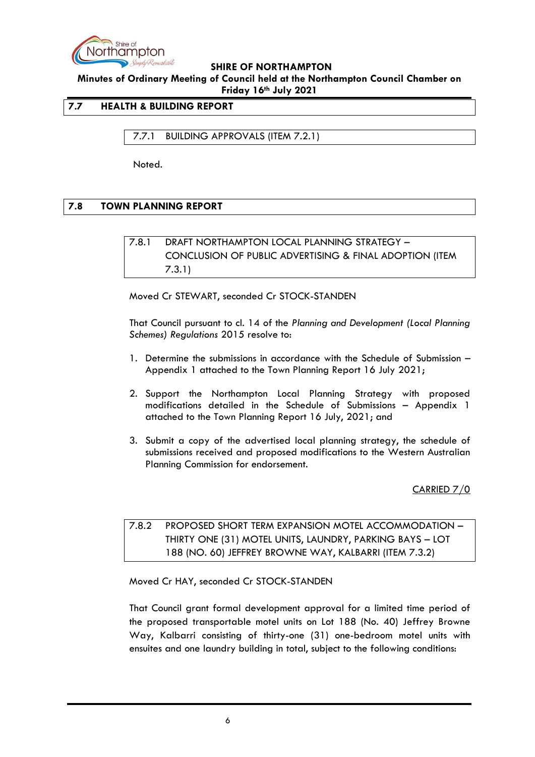## 7.7 HEALTH & BUILDING REPORT

### 7.7.1 BUILDING APPROVALS (ITEM 7.2.1)

Noted.

## 7.8 TOWN PLANNING REPORT

### 7.8.1 DRAFT NORTHAMPTON LOCAL PLANNING STRATEGY – CONCLUSION OF PUBLIC ADVERTISING & FINAL ADOPTION (ITEM 7.3.1)

Moved Cr STEWART, seconded Cr STOCK-STANDEN

That Council pursuant to cl. 14 of the *Planning and Development (Local Planning Schemes) Regulations* 2015 resolve to:

1. Determine the submissions in accordance with the Schedule of Submission – Appendix 1 attached to the Town Planning Report 16 July 2021;
2. Support the Northampton Local Planning Strategy with proposed modifications detailed in the Schedule of Submissions – Appendix 1 attached to the Town Planning Report 16 July, 2021; and
3. Submit a copy of the advertised local planning strategy, the schedule of submissions received and proposed modifications to the Western Australian Planning Commission for endorsement.

CARRIED 7/0

### 7.8.2 PROPOSED SHORT TERM EXPANSION MOTEL ACCOMMODATION – THIRTY ONE (31) MOTEL UNITS, LAUNDRY, PARKING BAYS – LOT 188 (NO. 60) JEFFREY BROWNE WAY, KALBARRI (ITEM 7.3.2)

Moved Cr HAY, seconded Cr STOCK-STANDEN

That Council grant formal development approval for a limited time period of the proposed transportable motel units on Lot 188 (No. 40) Jeffrey Browne Way, Kalbarri consisting of thirty-one (31) one-bedroom motel units with ensuites and one laundry building in total, subject to the following conditions: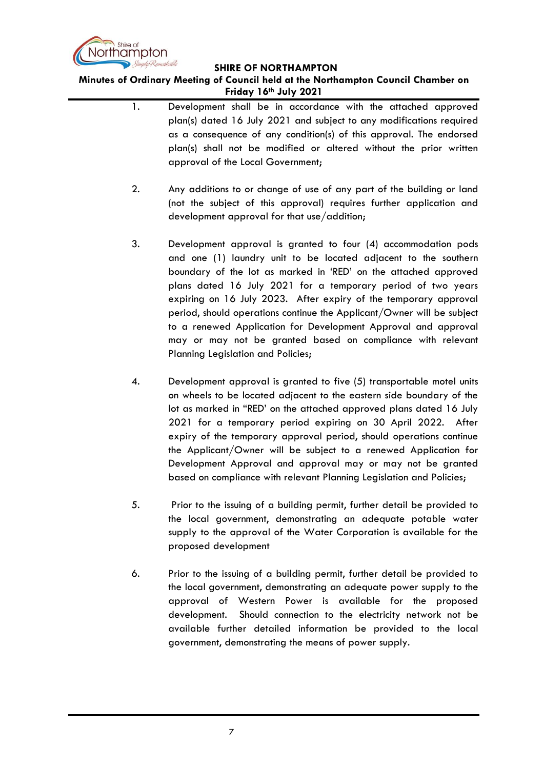1. Development shall be in accordance with the attached approved plan(s) dated 16 July 2021 and subject to any modifications required as a consequence of any condition(s) of this approval. The endorsed plan(s) shall not be modified or altered without the prior written approval of the Local Government;

2. Any additions to or change of use of any part of the building or land (not the subject of this approval) requires further application and development approval for that use/addition;

3. Development approval is granted to four (4) accommodation pods and one (1) laundry unit to be located adjacent to the southern boundary of the lot as marked in 'RED' on the attached approved plans dated 16 July 2021 for a temporary period of two years expiring on 16 July 2023. After expiry of the temporary approval period, should operations continue the Applicant/Owner will be subject to a renewed Application for Development Approval and approval may or may not be granted based on compliance with relevant Planning Legislation and Policies;

4. Development approval is granted to five (5) transportable motel units on wheels to be located adjacent to the eastern side boundary of the lot as marked in "RED' on the attached approved plans dated 16 July 2021 for a temporary period expiring on 30 April 2022. After expiry of the temporary approval period, should operations continue the Applicant/Owner will be subject to a renewed Application for Development Approval and approval may or may not be granted based on compliance with relevant Planning Legislation and Policies;

5. Prior to the issuing of a building permit, further detail be provided to the local government, demonstrating an adequate potable water supply to the approval of the Water Corporation is available for the proposed development

6. Prior to the issuing of a building permit, further detail be provided to the local government, demonstrating an adequate power supply to the approval of Western Power is available for the proposed development. Should connection to the electricity network not be available further detailed information be provided to the local government, demonstrating the means of power supply.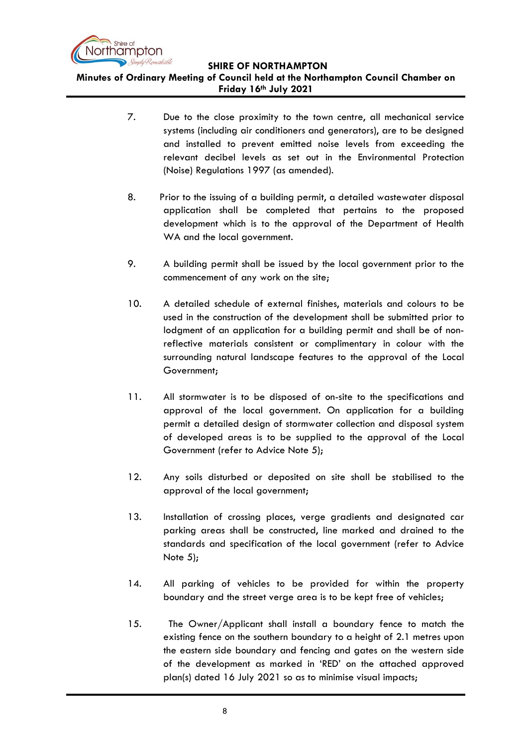7. Due to the close proximity to the town centre, all mechanical service systems (including air conditioners and generators), are to be designed and installed to prevent emitted noise levels from exceeding the relevant decibel levels as set out in the Environmental Protection (Noise) Regulations 1997 (as amended).

8. Prior to the issuing of a building permit, a detailed wastewater disposal application shall be completed that pertains to the proposed development which is to the approval of the Department of Health WA and the local government.

9. A building permit shall be issued by the local government prior to the commencement of any work on the site;

10. A detailed schedule of external finishes, materials and colours to be used in the construction of the development shall be submitted prior to lodgment of an application for a building permit and shall be of non-reflective materials consistent or complimentary in colour with the surrounding natural landscape features to the approval of the Local Government;

11. All stormwater is to be disposed of on-site to the specifications and approval of the local government. On application for a building permit a detailed design of stormwater collection and disposal system of developed areas is to be supplied to the approval of the Local Government (refer to Advice Note 5);

12. Any soils disturbed or deposited on site shall be stabilised to the approval of the local government;

13. Installation of crossing places, verge gradients and designated car parking areas shall be constructed, line marked and drained to the standards and specification of the local government (refer to Advice Note 5);

14. All parking of vehicles to be provided for within the property boundary and the street verge area is to be kept free of vehicles;

15. The Owner/Applicant shall install a boundary fence to match the existing fence on the southern boundary to a height of 2.1 metres upon the eastern side boundary and fencing and gates on the western side of the development as marked in 'RED' on the attached approved plan(s) dated 16 July 2021 so as to minimise visual impacts;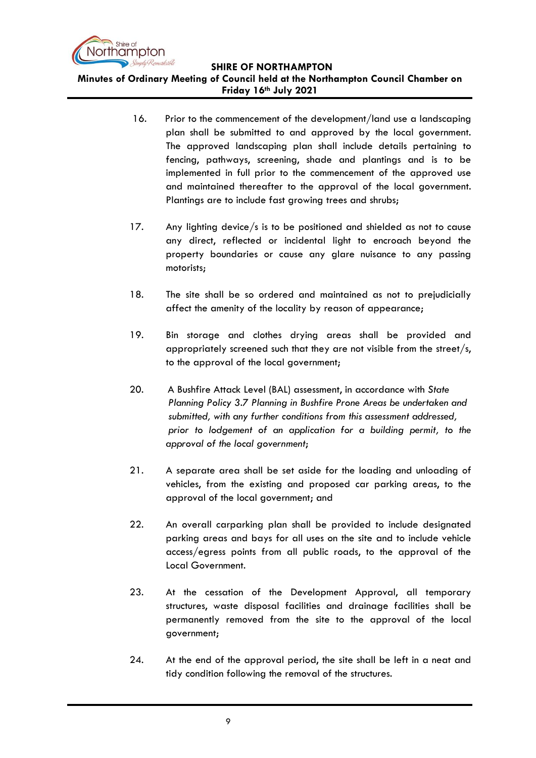16. Prior to the commencement of the development/land use a landscaping plan shall be submitted to and approved by the local government. The approved landscaping plan shall include details pertaining to fencing, pathways, screening, shade and plantings and is to be implemented in full prior to the commencement of the approved use and maintained thereafter to the approval of the local government. Plantings are to include fast growing trees and shrubs;

17. Any lighting device/s is to be positioned and shielded as not to cause any direct, reflected or incidental light to encroach beyond the property boundaries or cause any glare nuisance to any passing motorists;

18. The site shall be so ordered and maintained as not to prejudicially affect the amenity of the locality by reason of appearance;

19. Bin storage and clothes drying areas shall be provided and appropriately screened such that they are not visible from the street/s, to the approval of the local government;

20. A Bushfire Attack Level (BAL) assessment, in accordance with *State Planning Policy 3.7 Planning in Bushfire Prone Areas be undertaken and submitted, with any further conditions from this assessment addressed, prior to lodgement of an application for a building permit, to the approval of the local government*;

21. A separate area shall be set aside for the loading and unloading of vehicles, from the existing and proposed car parking areas, to the approval of the local government; and

22. An overall carparking plan shall be provided to include designated parking areas and bays for all uses on the site and to include vehicle access/egress points from all public roads, to the approval of the Local Government.

23. At the cessation of the Development Approval, all temporary structures, waste disposal facilities and drainage facilities shall be permanently removed from the site to the approval of the local government;

24. At the end of the approval period, the site shall be left in a neat and tidy condition following the removal of the structures.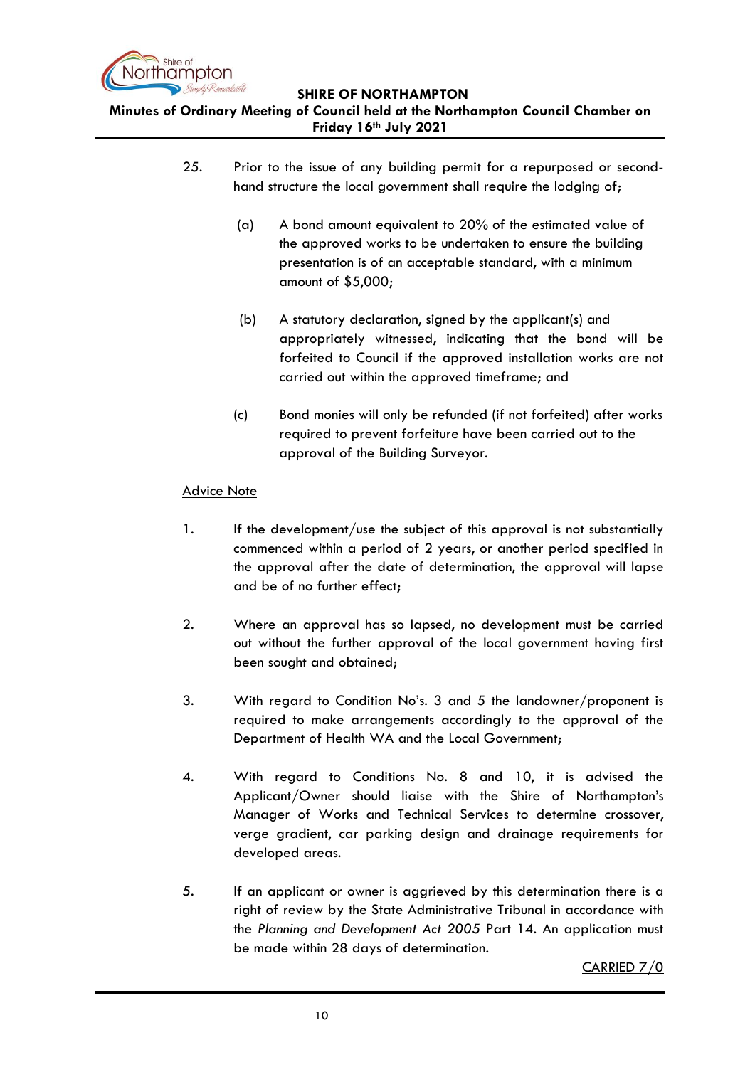25. Prior to the issue of any building permit for a repurposed or second-hand structure the local government shall require the lodging of;

    (a) A bond amount equivalent to 20% of the estimated value of the approved works to be undertaken to ensure the building presentation is of an acceptable standard, with a minimum amount of $5,000;

    (b) A statutory declaration, signed by the applicant(s) and appropriately witnessed, indicating that the bond will be forfeited to Council if the approved installation works are not carried out within the approved timeframe; and

    (c) Bond monies will only be refunded (if not forfeited) after works required to prevent forfeiture have been carried out to the approval of the Building Surveyor.

<u>Advice Note</u>

1. If the development/use the subject of this approval is not substantially commenced within a period of 2 years, or another period specified in the approval after the date of determination, the approval will lapse and be of no further effect;

2. Where an approval has so lapsed, no development must be carried out without the further approval of the local government having first been sought and obtained;

3. With regard to Condition No's. 3 and 5 the landowner/proponent is required to make arrangements accordingly to the approval of the Department of Health WA and the Local Government;

4. With regard to Conditions No. 8 and 10, it is advised the Applicant/Owner should liaise with the Shire of Northampton's Manager of Works and Technical Services to determine crossover, verge gradient, car parking design and drainage requirements for developed areas.

5. If an applicant or owner is aggrieved by this determination there is a right of review by the State Administrative Tribunal in accordance with the *Planning and Development Act 2005* Part 14. An application must be made within 28 days of determination.

<u>CARRIED 7/0</u>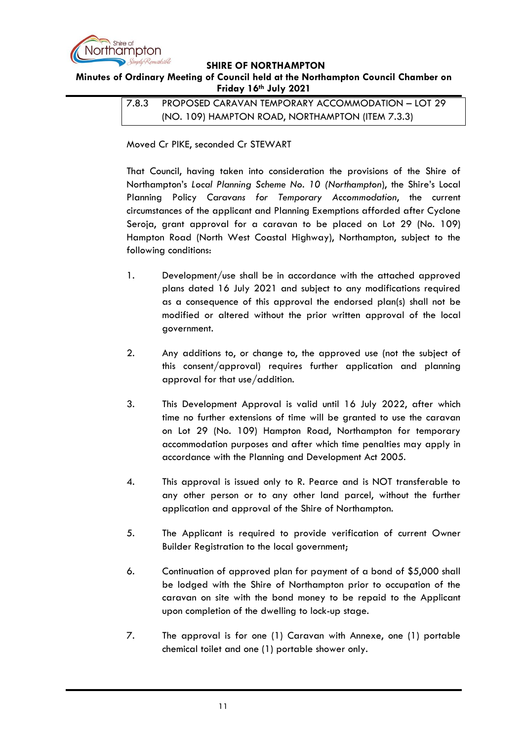### 7.8.3 PROPOSED CARAVAN TEMPORARY ACCOMMODATION – LOT 29 (NO. 109) HAMPTON ROAD, NORTHAMPTON (ITEM 7.3.3)

Moved Cr PIKE, seconded Cr STEWART

That Council, having taken into consideration the provisions of the Shire of Northampton's *Local Planning Scheme No. 10 (Northampton)*, the Shire's Local Planning Policy *Caravans for Temporary Accommodation*, the current circumstances of the applicant and Planning Exemptions afforded after Cyclone Seroja, grant approval for a caravan to be placed on Lot 29 (No. 109) Hampton Road (North West Coastal Highway), Northampton, subject to the following conditions:

1. Development/use shall be in accordance with the attached approved plans dated 16 July 2021 and subject to any modifications required as a consequence of this approval the endorsed plan(s) shall not be modified or altered without the prior written approval of the local government.

2. Any additions to, or change to, the approved use (not the subject of this consent/approval) requires further application and planning approval for that use/addition.

3. This Development Approval is valid until 16 July 2022, after which time no further extensions of time will be granted to use the caravan on Lot 29 (No. 109) Hampton Road, Northampton for temporary accommodation purposes and after which time penalties may apply in accordance with the Planning and Development Act 2005.

4. This approval is issued only to R. Pearce and is NOT transferable to any other person or to any other land parcel, without the further application and approval of the Shire of Northampton.

5. The Applicant is required to provide verification of current Owner Builder Registration to the local government;

6. Continuation of approved plan for payment of a bond of $5,000 shall be lodged with the Shire of Northampton prior to occupation of the caravan on site with the bond money to be repaid to the Applicant upon completion of the dwelling to lock-up stage.

7. The approval is for one (1) Caravan with Annexe, one (1) portable chemical toilet and one (1) portable shower only.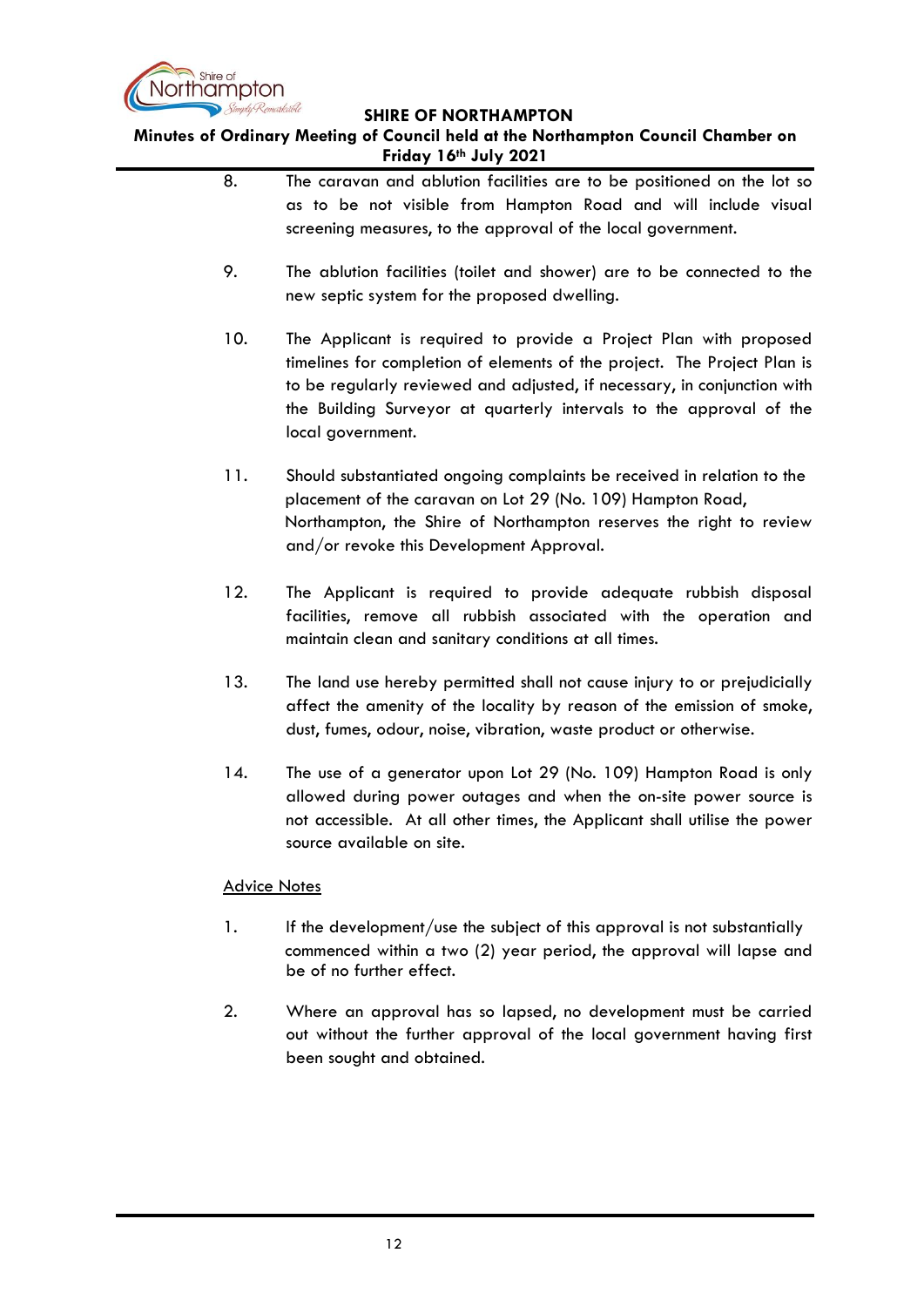8. The caravan and ablution facilities are to be positioned on the lot so as to be not visible from Hampton Road and will include visual screening measures, to the approval of the local government.

9. The ablution facilities (toilet and shower) are to be connected to the new septic system for the proposed dwelling.

10. The Applicant is required to provide a Project Plan with proposed timelines for completion of elements of the project. The Project Plan is to be regularly reviewed and adjusted, if necessary, in conjunction with the Building Surveyor at quarterly intervals to the approval of the local government.

11. Should substantiated ongoing complaints be received in relation to the placement of the caravan on Lot 29 (No. 109) Hampton Road, Northampton, the Shire of Northampton reserves the right to review and/or revoke this Development Approval.

12. The Applicant is required to provide adequate rubbish disposal facilities, remove all rubbish associated with the operation and maintain clean and sanitary conditions at all times.

13. The land use hereby permitted shall not cause injury to or prejudicially affect the amenity of the locality by reason of the emission of smoke, dust, fumes, odour, noise, vibration, waste product or otherwise.

14. The use of a generator upon Lot 29 (No. 109) Hampton Road is only allowed during power outages and when the on-site power source is not accessible. At all other times, the Applicant shall utilise the power source available on site.

<u>Advice Notes</u>

1. If the development/use the subject of this approval is not substantially commenced within a two (2) year period, the approval will lapse and be of no further effect.

2. Where an approval has so lapsed, no development must be carried out without the further approval of the local government having first been sought and obtained.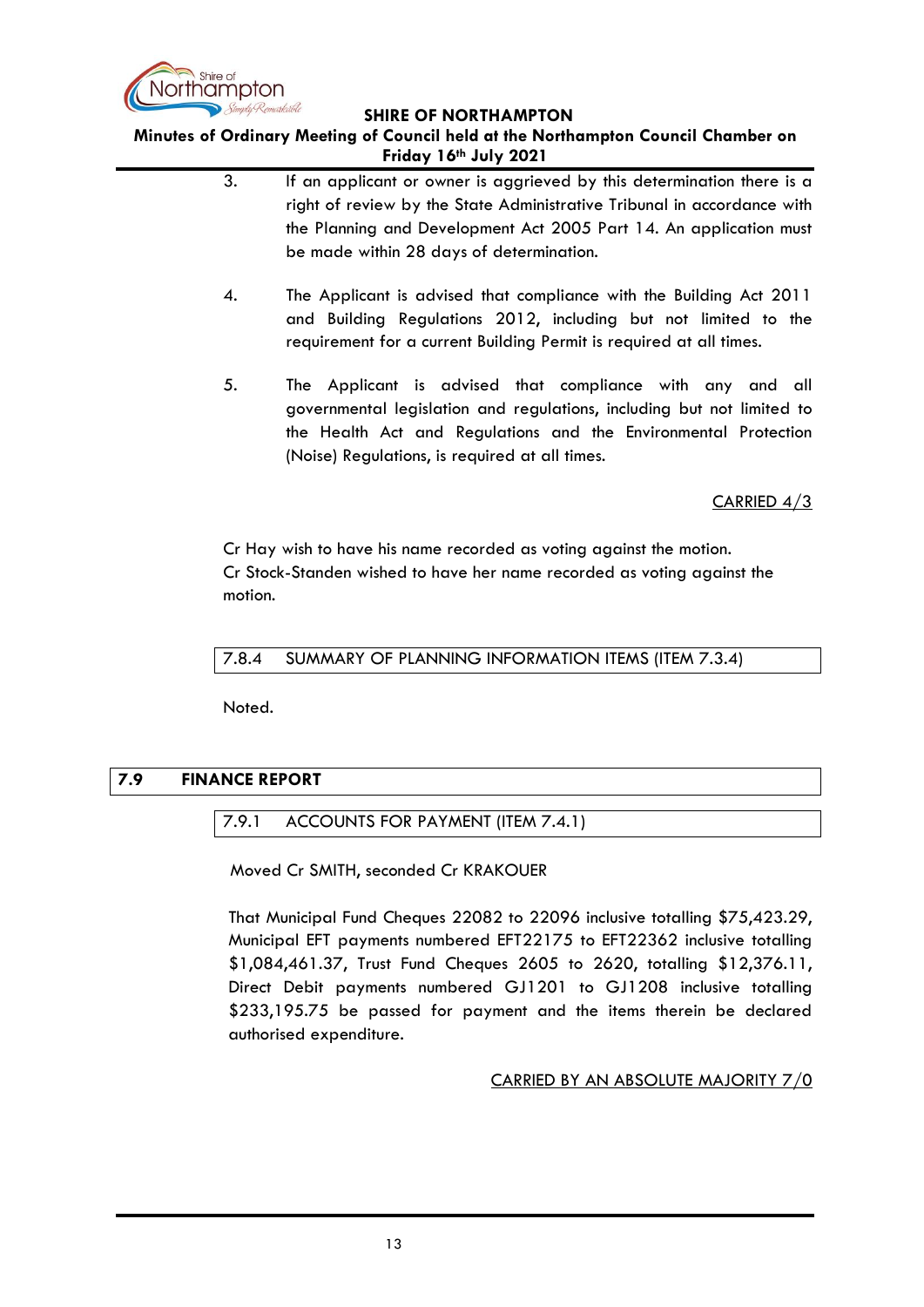3. If an applicant or owner is aggrieved by this determination there is a right of review by the State Administrative Tribunal in accordance with the Planning and Development Act 2005 Part 14. An application must be made within 28 days of determination.

4. The Applicant is advised that compliance with the Building Act 2011 and Building Regulations 2012, including but not limited to the requirement for a current Building Permit is required at all times.

5. The Applicant is advised that compliance with any and all governmental legislation and regulations, including but not limited to the Health Act and Regulations and the Environmental Protection (Noise) Regulations, is required at all times.

CARRIED 4/3

Cr Hay wish to have his name recorded as voting against the motion.
Cr Stock-Standen wished to have her name recorded as voting against the motion.

### 7.8.4 SUMMARY OF PLANNING INFORMATION ITEMS (ITEM 7.3.4)

Noted.

## 7.9 FINANCE REPORT

### 7.9.1 ACCOUNTS FOR PAYMENT (ITEM 7.4.1)

Moved Cr SMITH, seconded Cr KRAKOUER

That Municipal Fund Cheques 22082 to 22096 inclusive totalling $75,423.29, Municipal EFT payments numbered EFT22175 to EFT22362 inclusive totalling $1,084,461.37, Trust Fund Cheques 2605 to 2620, totalling $12,376.11, Direct Debit payments numbered GJ1201 to GJ1208 inclusive totalling $233,195.75 be passed for payment and the items therein be declared authorised expenditure.

CARRIED BY AN ABSOLUTE MAJORITY 7/0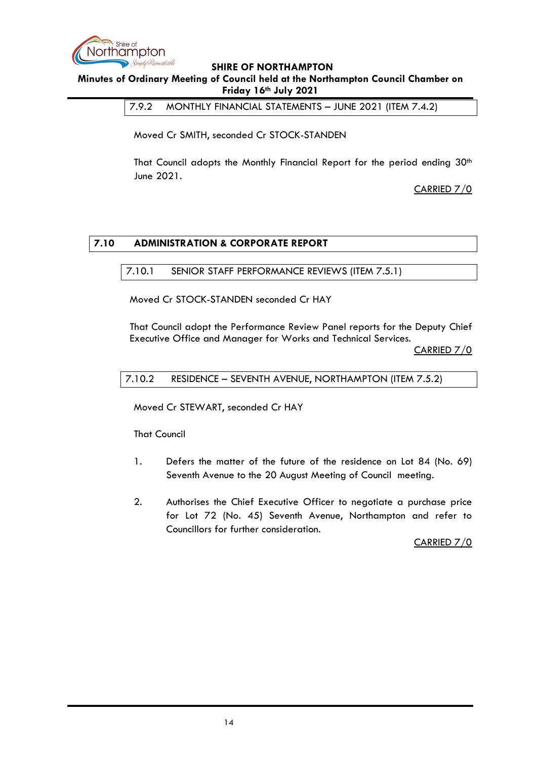### 7.9.2 MONTHLY FINANCIAL STATEMENTS – JUNE 2021 (ITEM 7.4.2)

Moved Cr SMITH, seconded Cr STOCK-STANDEN

That Council adopts the Monthly Financial Report for the period ending 30th June 2021.

CARRIED 7/0

## 7.10 ADMINISTRATION & CORPORATE REPORT

### 7.10.1 SENIOR STAFF PERFORMANCE REVIEWS (ITEM 7.5.1)

Moved Cr STOCK-STANDEN seconded Cr HAY

That Council adopt the Performance Review Panel reports for the Deputy Chief Executive Office and Manager for Works and Technical Services.

CARRIED 7/0

### 7.10.2 RESIDENCE – SEVENTH AVENUE, NORTHAMPTON (ITEM 7.5.2)

Moved Cr STEWART, seconded Cr HAY

That Council

1. Defers the matter of the future of the residence on Lot 84 (No. 69) Seventh Avenue to the 20 August Meeting of Council meeting.

2. Authorises the Chief Executive Officer to negotiate a purchase price for Lot 72 (No. 45) Seventh Avenue, Northampton and refer to Councillors for further consideration.

CARRIED 7/0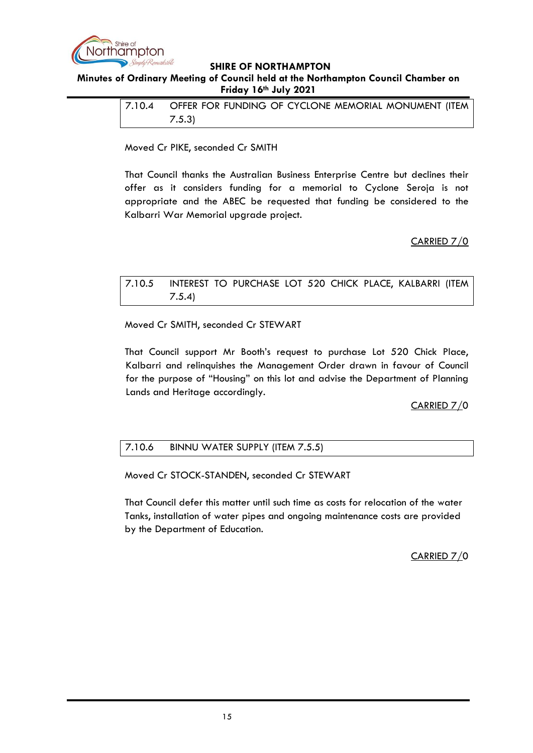### 7.10.4 OFFER FOR FUNDING OF CYCLONE MEMORIAL MONUMENT (ITEM 7.5.3)

Moved Cr PIKE, seconded Cr SMITH

That Council thanks the Australian Business Enterprise Centre but declines their offer as it considers funding for a memorial to Cyclone Seroja is not appropriate and the ABEC be requested that funding be considered to the Kalbarri War Memorial upgrade project.

CARRIED 7/0

### 7.10.5 INTEREST TO PURCHASE LOT 520 CHICK PLACE, KALBARRI (ITEM 7.5.4)

Moved Cr SMITH, seconded Cr STEWART

That Council support Mr Booth's request to purchase Lot 520 Chick Place, Kalbarri and relinquishes the Management Order drawn in favour of Council for the purpose of "Housing" on this lot and advise the Department of Planning Lands and Heritage accordingly.

CARRIED 7/0

### 7.10.6 BINNU WATER SUPPLY (ITEM 7.5.5)

Moved Cr STOCK-STANDEN, seconded Cr STEWART

That Council defer this matter until such time as costs for relocation of the water Tanks, installation of water pipes and ongoing maintenance costs are provided by the Department of Education.

CARRIED 7/0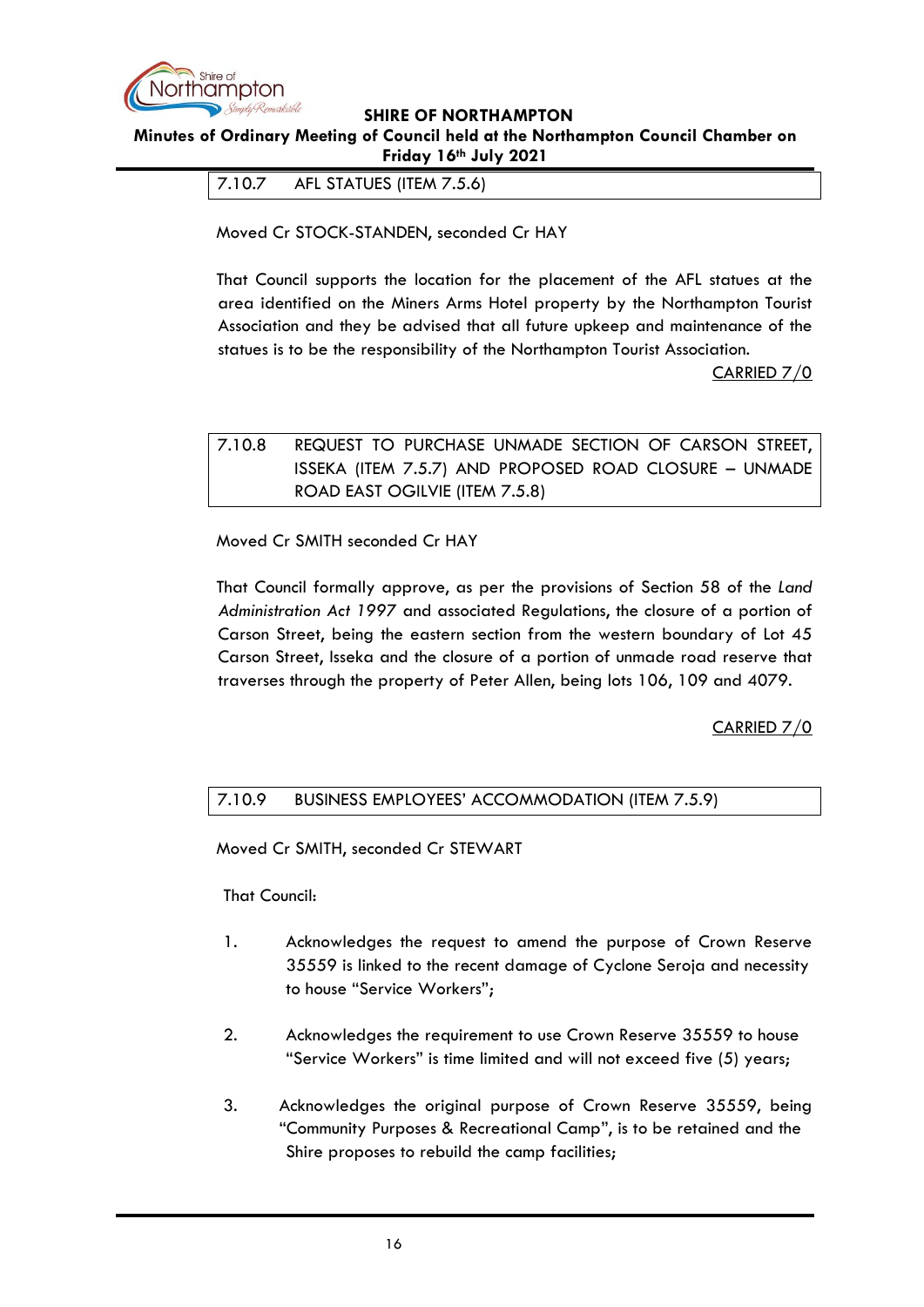### 7.10.7 AFL STATUES (ITEM 7.5.6)

Moved Cr STOCK-STANDEN, seconded Cr HAY

That Council supports the location for the placement of the AFL statues at the area identified on the Miners Arms Hotel property by the Northampton Tourist Association and they be advised that all future upkeep and maintenance of the statues is to be the responsibility of the Northampton Tourist Association.

CARRIED 7/0

### 7.10.8 REQUEST TO PURCHASE UNMADE SECTION OF CARSON STREET, ISSEKA (ITEM 7.5.7) AND PROPOSED ROAD CLOSURE – UNMADE ROAD EAST OGILVIE (ITEM 7.5.8)

Moved Cr SMITH seconded Cr HAY

That Council formally approve, as per the provisions of Section 58 of the *Land Administration Act 1997* and associated Regulations, the closure of a portion of Carson Street, being the eastern section from the western boundary of Lot 45 Carson Street, Isseka and the closure of a portion of unmade road reserve that traverses through the property of Peter Allen, being lots 106, 109 and 4079.

CARRIED 7/0

### 7.10.9 BUSINESS EMPLOYEES' ACCOMMODATION (ITEM 7.5.9)

Moved Cr SMITH, seconded Cr STEWART

That Council:

1. Acknowledges the request to amend the purpose of Crown Reserve 35559 is linked to the recent damage of Cyclone Seroja and necessity to house "Service Workers";

2. Acknowledges the requirement to use Crown Reserve 35559 to house "Service Workers" is time limited and will not exceed five (5) years;

3. Acknowledges the original purpose of Crown Reserve 35559, being "Community Purposes & Recreational Camp", is to be retained and the Shire proposes to rebuild the camp facilities;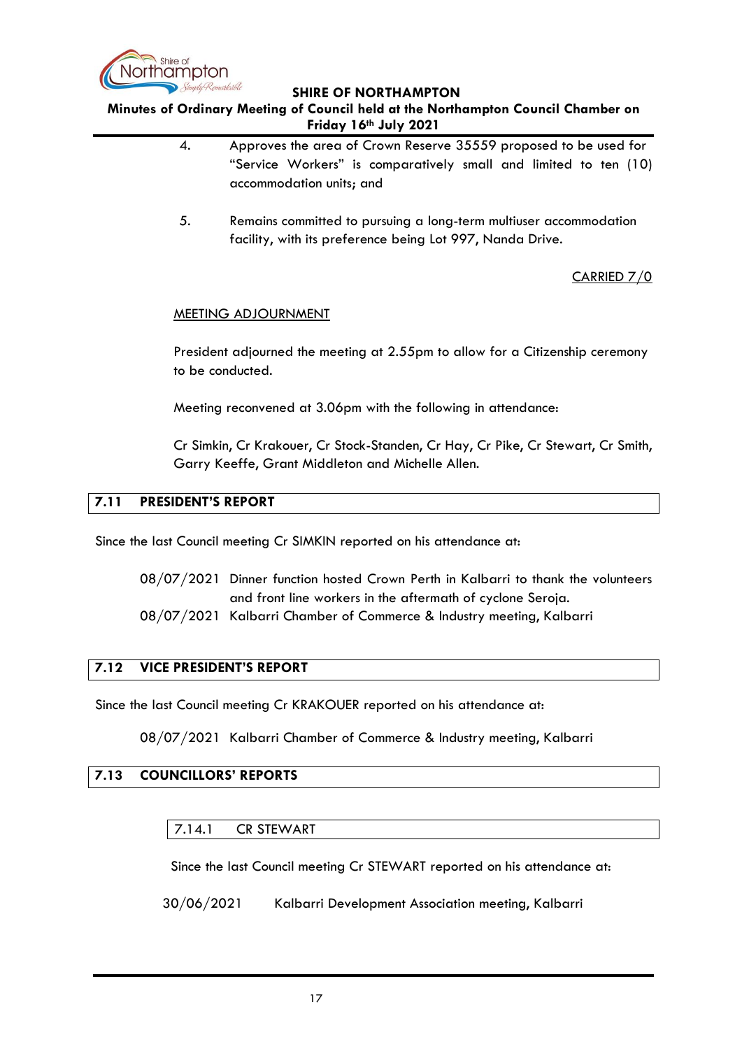4. Approves the area of Crown Reserve 35559 proposed to be used for "Service Workers" is comparatively small and limited to ten (10) accommodation units; and

5. Remains committed to pursuing a long-term multiuser accommodation facility, with its preference being Lot 997, Nanda Drive.

CARRIED 7/0

MEETING ADJOURNMENT

President adjourned the meeting at 2.55pm to allow for a Citizenship ceremony to be conducted.

Meeting reconvened at 3.06pm with the following in attendance:

Cr Simkin, Cr Krakouer, Cr Stock-Standen, Cr Hay, Cr Pike, Cr Stewart, Cr Smith, Garry Keeffe, Grant Middleton and Michelle Allen.

## 7.11 PRESIDENT'S REPORT

Since the last Council meeting Cr SIMKIN reported on his attendance at:

08/07/2021 Dinner function hosted Crown Perth in Kalbarri to thank the volunteers and front line workers in the aftermath of cyclone Seroja.
08/07/2021 Kalbarri Chamber of Commerce & Industry meeting, Kalbarri

## 7.12 VICE PRESIDENT'S REPORT

Since the last Council meeting Cr KRAKOUER reported on his attendance at:

08/07/2021 Kalbarri Chamber of Commerce & Industry meeting, Kalbarri

## 7.13 COUNCILLORS' REPORTS

### 7.14.1 CR STEWART

Since the last Council meeting Cr STEWART reported on his attendance at:

30/06/2021 Kalbarri Development Association meeting, Kalbarri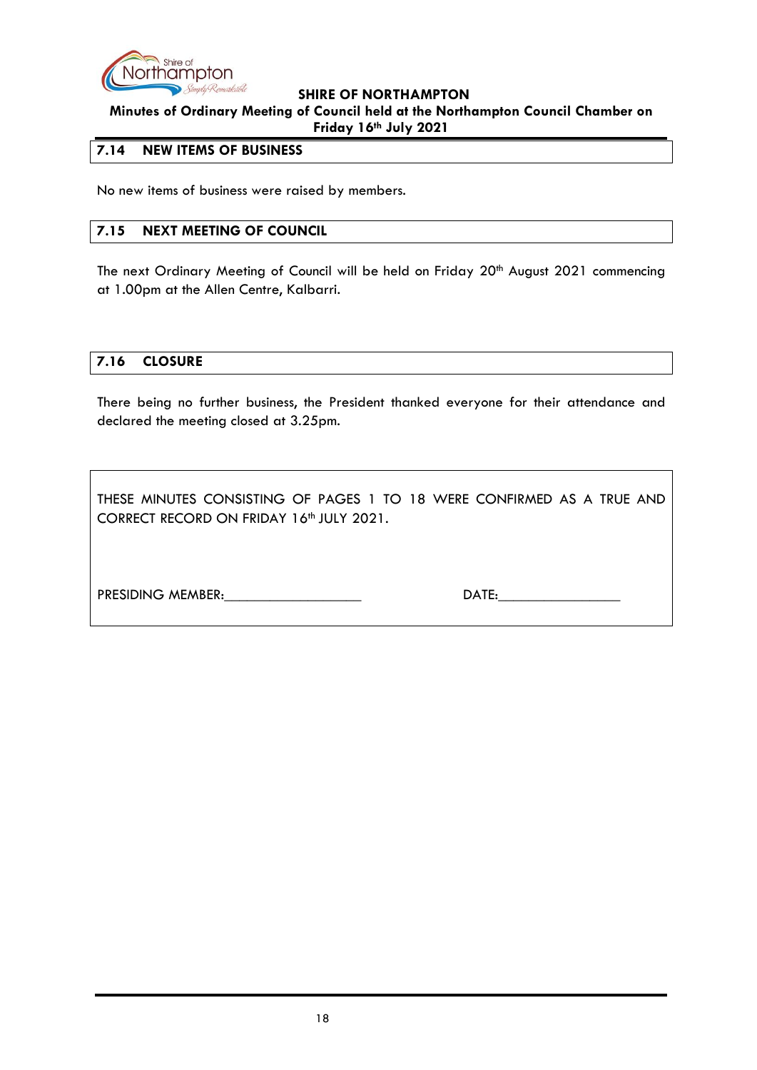## 7.14 NEW ITEMS OF BUSINESS

No new items of business were raised by members.

## 7.15 NEXT MEETING OF COUNCIL

The next Ordinary Meeting of Council will be held on Friday 20th August 2021 commencing at 1.00pm at the Allen Centre, Kalbarri.

## 7.16 CLOSURE

There being no further business, the President thanked everyone for their attendance and declared the meeting closed at 3.25pm.

THESE MINUTES CONSISTING OF PAGES 1 TO 18 WERE CONFIRMED AS A TRUE AND CORRECT RECORD ON FRIDAY 16th JULY 2021.

PRESIDING MEMBER:\_\_\_\_\_\_\_\_\_\_\_\_\_\_\_\_\_\_ DATE:\_\_\_\_\_\_\_\_\_\_\_\_\_\_\_\_